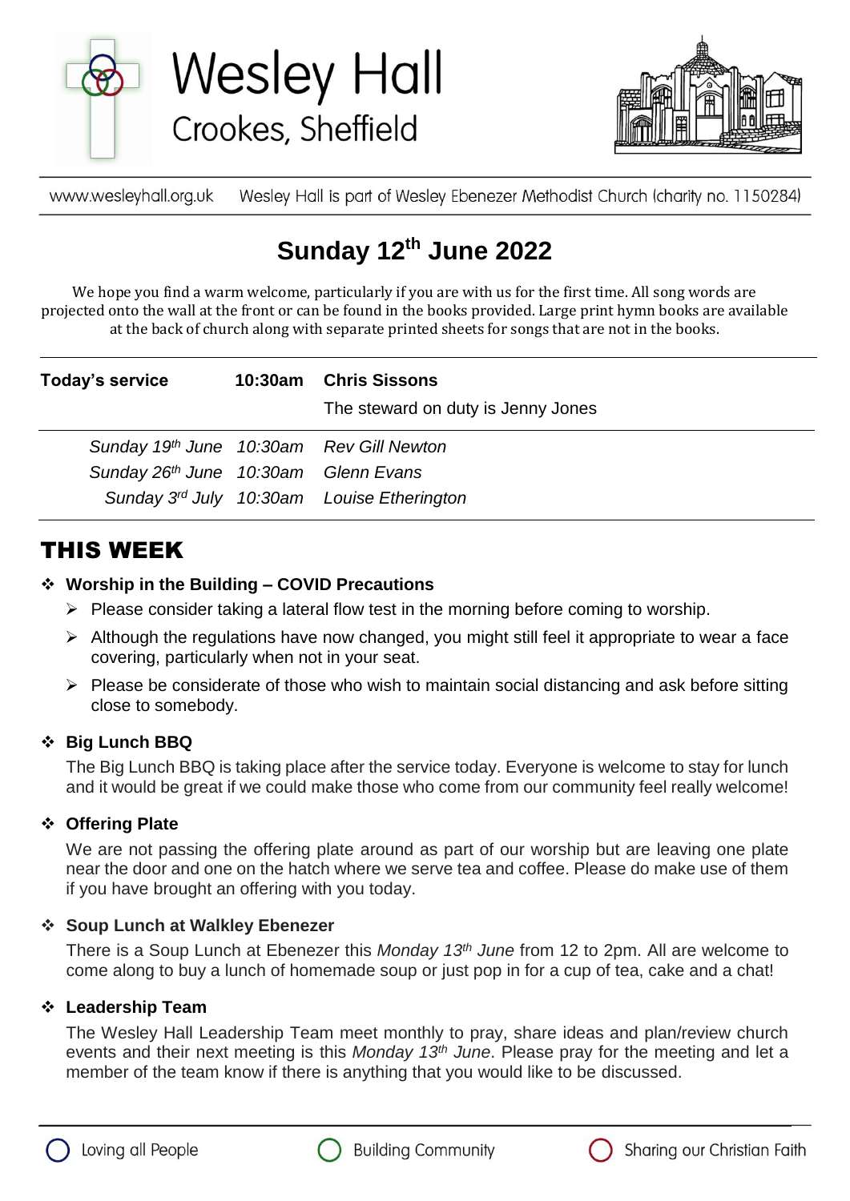# Wesley Hall

## Crookes, Sheffield

www.wesleyhall.org.uk Wesley Hall is part of Wesley Ebenezer Methodist Church (charity no. 1150284)

# Sunday 12th June 2022

We hope you find a warm welcome, particularly if you are with us for the first time. All song words are projected onto the wall at the front or can be found in the books provided. Large print hymn books are available at the back of church along with separate printed sheets for songs that are not in the books.

| **Today's service** | **10:30am** | **Chris Sissons** |
|---|---|---|
| | | The steward on duty is Jenny Jones |
| *Sunday 19th June* | *10:30am* | *Rev Gill Newton* |
| *Sunday 26th June* | *10:30am* | *Glenn Evans* |
| *Sunday 3rd July* | *10:30am* | *Louise Etherington* |

## THIS WEEK

### Worship in the Building – COVID Precautions

- Please consider taking a lateral flow test in the morning before coming to worship.
- Although the regulations have now changed, you might still feel it appropriate to wear a face covering, particularly when not in your seat.
- Please be considerate of those who wish to maintain social distancing and ask before sitting close to somebody.

### Big Lunch BBQ

The Big Lunch BBQ is taking place after the service today. Everyone is welcome to stay for lunch and it would be great if we could make those who come from our community feel really welcome!

### Offering Plate

We are not passing the offering plate around as part of our worship but are leaving one plate near the door and one on the hatch where we serve tea and coffee. Please do make use of them if you have brought an offering with you today.

### Soup Lunch at Walkley Ebenezer

There is a Soup Lunch at Ebenezer this *Monday 13th June* from 12 to 2pm. All are welcome to come along to buy a lunch of homemade soup or just pop in for a cup of tea, cake and a chat!

### Leadership Team

The Wesley Hall Leadership Team meet monthly to pray, share ideas and plan/review church events and their next meeting is this *Monday 13th June*. Please pray for the meeting and let a member of the team know if there is anything that you would like to be discussed.

Loving all People Building Community Sharing our Christian Faith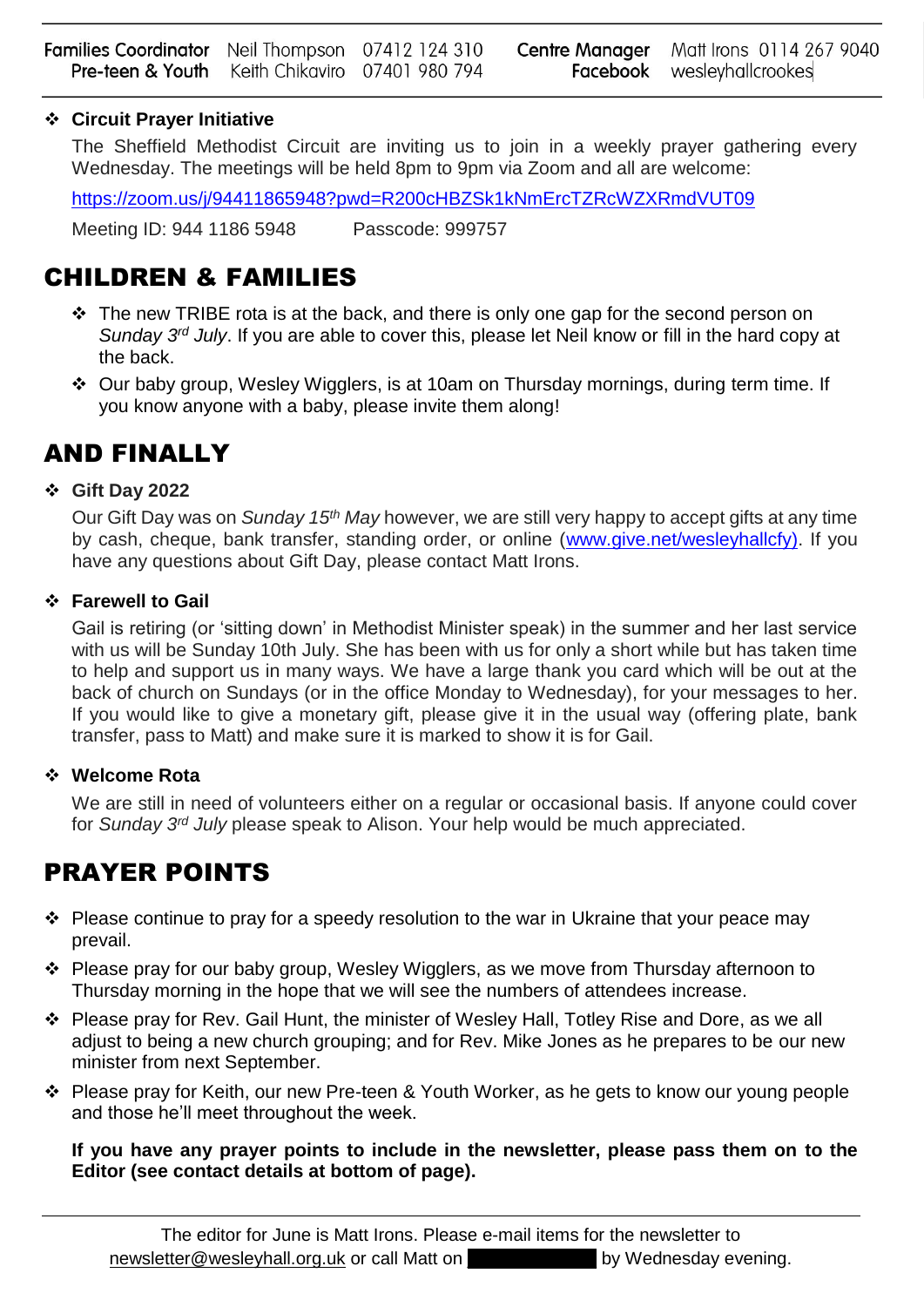| | | | | |
|---|---|---|---|---|
| **Families Coordinator** | Neil Thompson | 07412 124 310 | **Centre Manager** | Matt Irons 0114 267 9040 |
| **Pre-teen & Youth** | Keith Chikaviro | 07401 980 794 | **Facebook** | wesleyhallcrookes |

- **Circuit Prayer Initiative**

  The Sheffield Methodist Circuit are inviting us to join in a weekly prayer gathering every Wednesday. The meetings will be held 8pm to 9pm via Zoom and all are welcome:

  https://zoom.us/j/94411865948?pwd=R200cHBZSk1kNmErcTZRcWZXRmdVUT09

  Meeting ID: 944 1186 5948 Passcode: 999757

## CHILDREN & FAMILIES

- The new TRIBE rota is at the back, and there is only one gap for the second person on *Sunday 3rd July*. If you are able to cover this, please let Neil know or fill in the hard copy at the back.
- Our baby group, Wesley Wigglers, is at 10am on Thursday mornings, during term time. If you know anyone with a baby, please invite them along!

## AND FINALLY

- **Gift Day 2022**

  Our Gift Day was on *Sunday 15th May* however, we are still very happy to accept gifts at any time by cash, cheque, bank transfer, standing order, or online (www.give.net/wesleyhallcfy). If you have any questions about Gift Day, please contact Matt Irons.

- **Farewell to Gail**

  Gail is retiring (or 'sitting down' in Methodist Minister speak) in the summer and her last service with us will be Sunday 10th July. She has been with us for only a short while but has taken time to help and support us in many ways. We have a large thank you card which will be out at the back of church on Sundays (or in the office Monday to Wednesday), for your messages to her. If you would like to give a monetary gift, please give it in the usual way (offering plate, bank transfer, pass to Matt) and make sure it is marked to show it is for Gail.

- **Welcome Rota**

  We are still in need of volunteers either on a regular or occasional basis. If anyone could cover for *Sunday 3rd July* please speak to Alison. Your help would be much appreciated.

## PRAYER POINTS

- Please continue to pray for a speedy resolution to the war in Ukraine that your peace may prevail.
- Please pray for our baby group, Wesley Wigglers, as we move from Thursday afternoon to Thursday morning in the hope that we will see the numbers of attendees increase.
- Please pray for Rev. Gail Hunt, the minister of Wesley Hall, Totley Rise and Dore, as we all adjust to being a new church grouping; and for Rev. Mike Jones as he prepares to be our new minister from next September.
- Please pray for Keith, our new Pre-teen & Youth Worker, as he gets to know our young people and those he'll meet throughout the week.

**If you have any prayer points to include in the newsletter, please pass them on to the Editor (see contact details at bottom of page).**

The editor for June is Matt Irons. Please e-mail items for the newsletter to newsletter@wesleyhall.org.uk or call Matt on [redacted] by Wednesday evening.